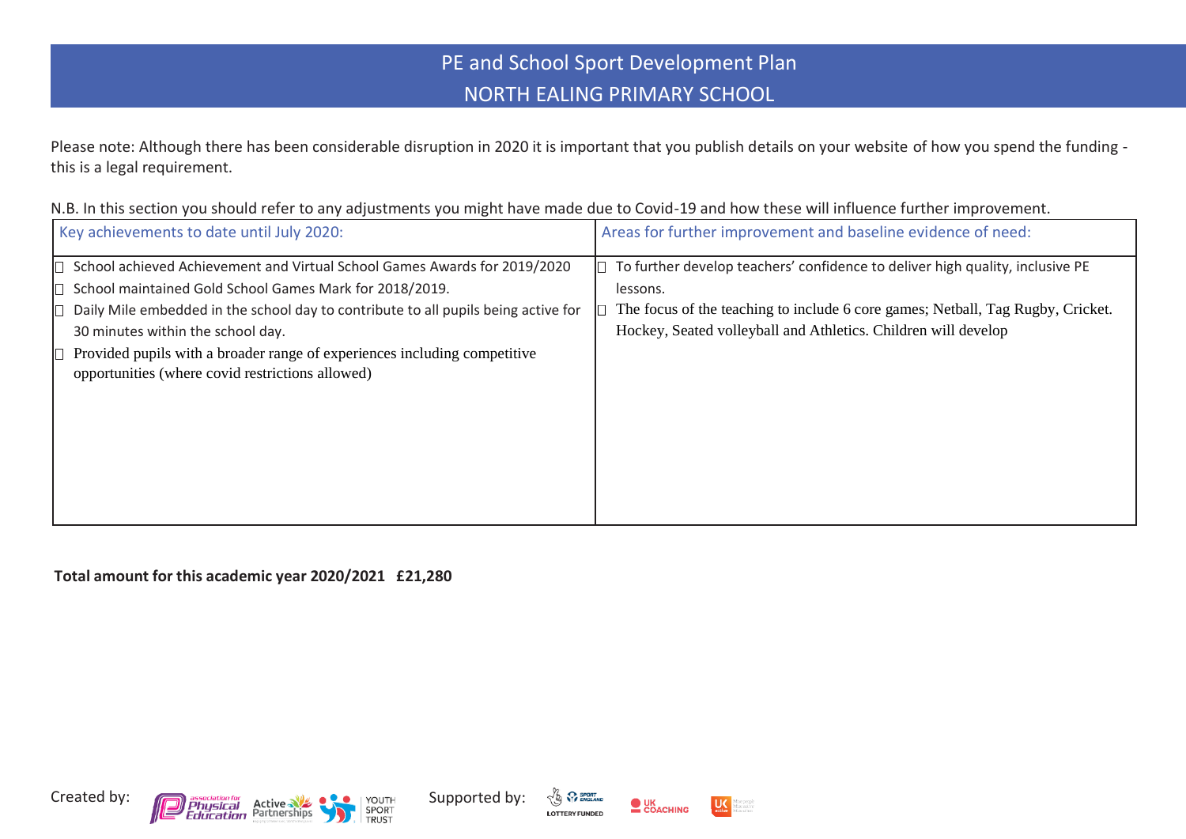# PE and School Sport Development Plan
## NORTH EALING PRIMARY SCHOOL

Please note: Although there has been considerable disruption in 2020 it is important that you publish details on your website of how you spend the funding - this is a legal requirement.

N.B. In this section you should refer to any adjustments you might have made due to Covid-19 and how these will influence further improvement.

| Key achievements to date until July 2020: | Areas for further improvement and baseline evidence of need: |
| --- | --- |
| - School achieved Achievement and Virtual School Games Awards for 2019/2020<br>- School maintained Gold School Games Mark for 2018/2019.<br>- Daily Mile embedded in the school day to contribute to all pupils being active for 30 minutes within the school day.<br>- Provided pupils with a broader range of experiences including competitive opportunities (where covid restrictions allowed) | - To further develop teachers' confidence to deliver high quality, inclusive PE lessons.<br>- The focus of the teaching to include 6 core games; Netball, Tag Rugby, Cricket. Hockey, Seated volleyball and Athletics. Children will develop |

**Total amount for this academic year 2020/2021 £21,280**

Created by: Association for Physical Education, Active Partnerships, Youth Sport Trust

Supported by: Sport England, UK Coaching, UK Active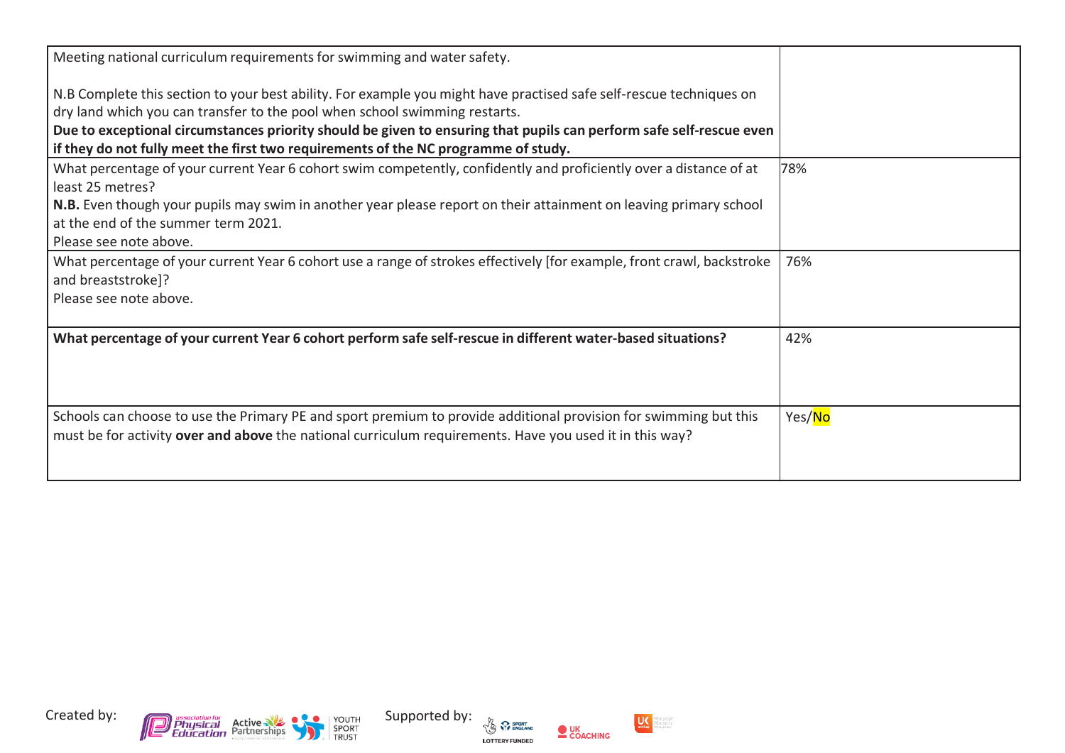| Meeting national curriculum requirements for swimming and water safety.<br><br>N.B Complete this section to your best ability. For example you might have practised safe self-rescue techniques on dry land which you can transfer to the pool when school swimming restarts.<br>**Due to exceptional circumstances priority should be given to ensuring that pupils can perform safe self-rescue even if they do not fully meet the first two requirements of the NC programme of study.** | |
|---|---|
| What percentage of your current Year 6 cohort swim competently, confidently and proficiently over a distance of at least 25 metres?<br>**N.B.** Even though your pupils may swim in another year please report on their attainment on leaving primary school at the end of the summer term 2021.<br>Please see note above. | 78% |
| What percentage of your current Year 6 cohort use a range of strokes effectively [for example, front crawl, backstroke and breaststroke]?<br>Please see note above. | 76% |
| **What percentage of your current Year 6 cohort perform safe self-rescue in different water-based situations?** | 42% |
| Schools can choose to use the Primary PE and sport premium to provide additional provision for swimming but this must be for activity **over and above** the national curriculum requirements. Have you used it in this way? | Yes/No |

Created by: Association for Physical Education, Active Partnerships, Youth Sport Trust
Supported by: Sport England (Lottery Funded), UK Coaching, UK Active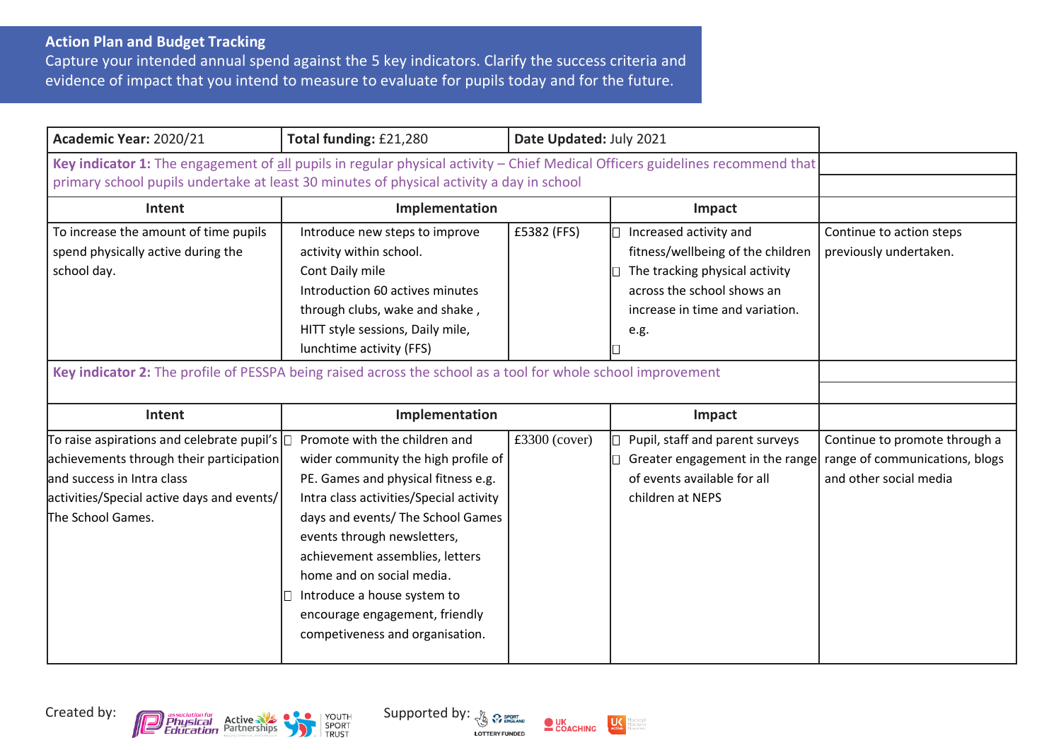**Action Plan and Budget Tracking**

Capture your intended annual spend against the 5 key indicators. Clarify the success criteria and evidence of impact that you intend to measure to evaluate for pupils today and for the future.

| **Academic Year:** 2020/21 | **Total funding:** £21,280 | **Date Updated:** July 2021 | | |
|---|---|---|---|---|
| **Key indicator 1:** The engagement of all pupils in regular physical activity – Chief Medical Officers guidelines recommend that primary school pupils undertake at least 30 minutes of physical activity a day in school | | | | |
| **Intent** | **Implementation** | | **Impact** | |
| To increase the amount of time pupils spend physically active during the school day. | Introduce new steps to improve activity within school.<br>Cont Daily mile<br>Introduction 60 actives minutes through clubs, wake and shake , HITT style sessions, Daily mile, lunchtime activity (FFS) | £5382 (FFS) | - Increased activity and fitness/wellbeing of the children<br>- The tracking physical activity across the school shows an increase in time and variation.<br>e.g.<br>- | Continue to action steps previously undertaken. |
| **Key indicator 2:** The profile of PESSPA being raised across the school as a tool for whole school improvement | | | | |
| **Intent** | **Implementation** | | **Impact** | |
| To raise aspirations and celebrate pupil's achievements through their participation and success in Intra class activities/Special active days and events/ The School Games. | - Promote with the children and wider community the high profile of PE. Games and physical fitness e.g. Intra class activities/Special activity days and events/ The School Games events through newsletters, achievement assemblies, letters home and on social media.<br>- Introduce a house system to encourage engagement, friendly competiveness and organisation. | £3300 (cover) | - Pupil, staff and parent surveys<br>- Greater engagement in the range of events available for all children at NEPS | Continue to promote through a range of communications, blogs and other social media |

Created by: Association for Physical Education, Active Partnerships, Youth Sport Trust

Supported by: Lottery Funded, Sport England, UK Coaching, UK Active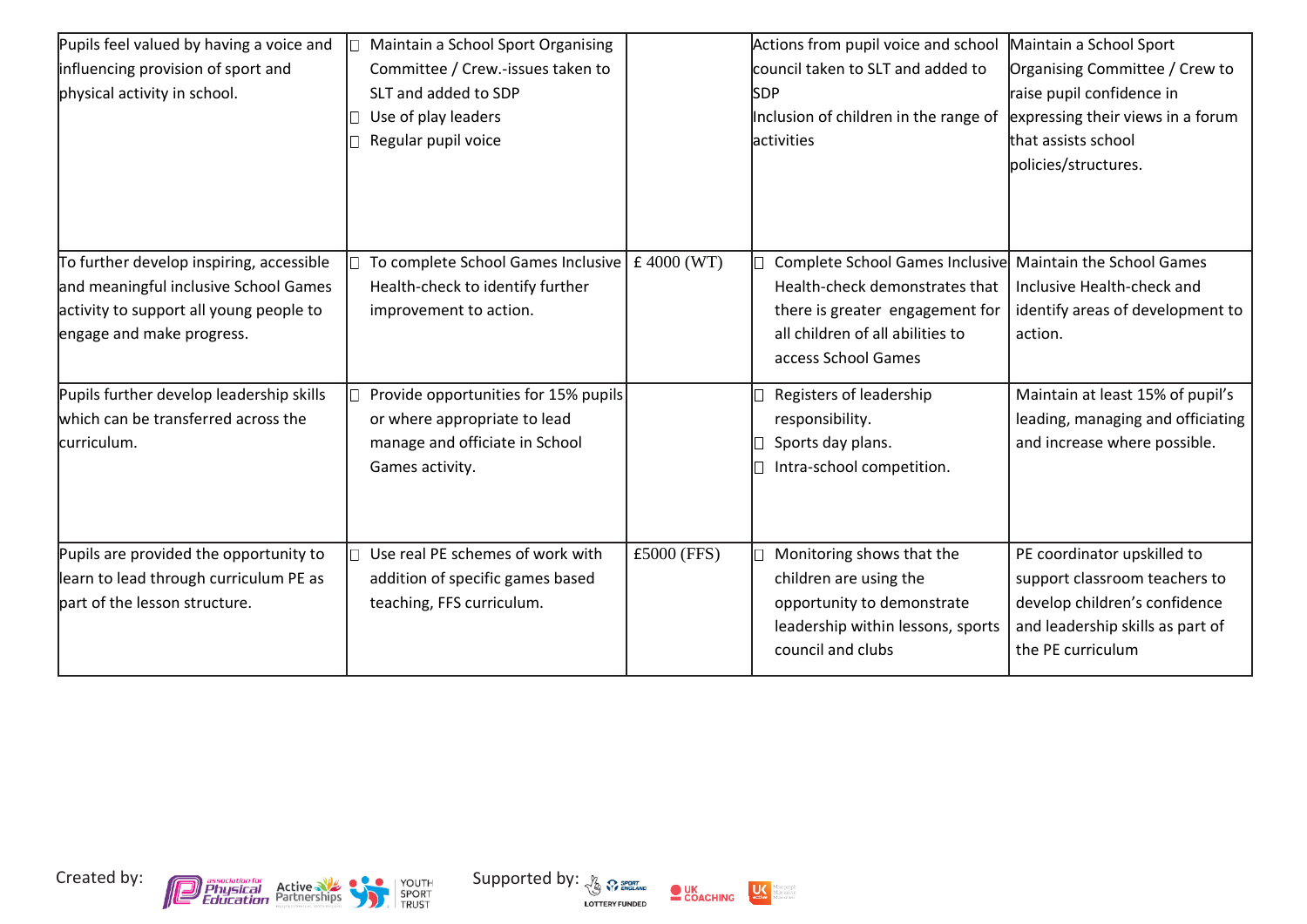| | | | | |
|---|---|---|---|---|
| Pupils feel valued by having a voice and influencing provision of sport and physical activity in school. | - Maintain a School Sport Organising Committee / Crew.-issues taken to SLT and added to SDP<br>- Use of play leaders<br>- Regular pupil voice | | Actions from pupil voice and school council taken to SLT and added to SDP<br>Inclusion of children in the range of activities | Maintain a School Sport Organising Committee / Crew to raise pupil confidence in expressing their views in a forum that assists school policies/structures. |
| To further develop inspiring, accessible and meaningful inclusive School Games activity to support all young people to engage and make progress. | - To complete School Games Inclusive Health-check to identify further improvement to action. | £ 4000 (WT) | - Complete School Games Inclusive Health-check demonstrates that there is greater engagement for all children of all abilities to access School Games | Maintain the School Games Inclusive Health-check and identify areas of development to action. |
| Pupils further develop leadership skills which can be transferred across the curriculum. | - Provide opportunities for 15% pupils or where appropriate to lead manage and officiate in School Games activity. | | - Registers of leadership responsibility.<br>- Sports day plans.<br>- Intra-school competition. | Maintain at least 15% of pupil's leading, managing and officiating and increase where possible. |
| Pupils are provided the opportunity to learn to lead through curriculum PE as part of the lesson structure. | - Use real PE schemes of work with addition of specific games based teaching, FFS curriculum. | £5000 (FFS) | - Monitoring shows that the children are using the opportunity to demonstrate leadership within lessons, sports council and clubs | PE coordinator upskilled to support classroom teachers to develop children's confidence and leadership skills as part of the PE curriculum |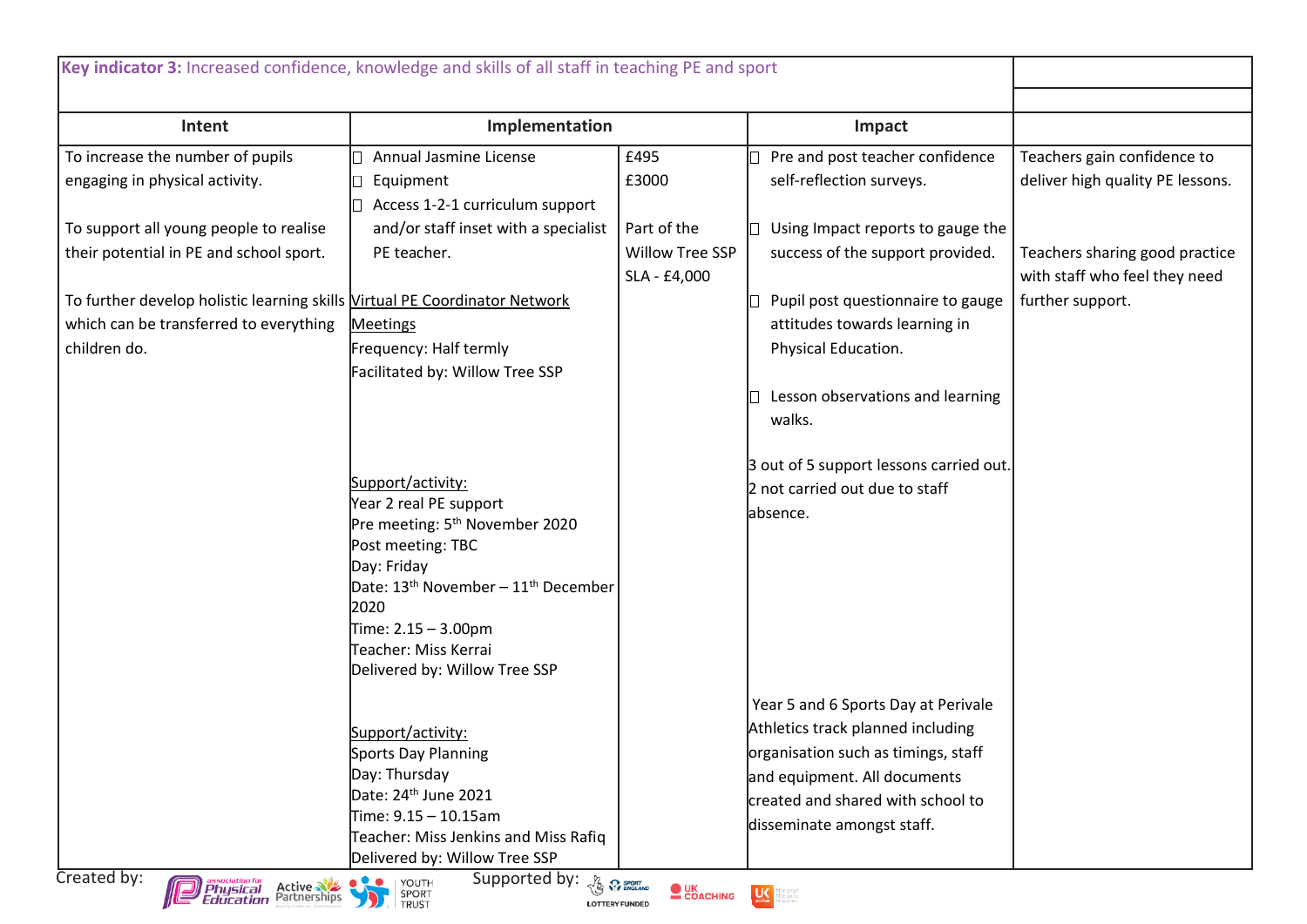| **Key indicator 3:** Increased confidence, knowledge and skills of all staff in teaching PE and sport | | | | |
|---|---|---|---|---|
| **Intent** | **Implementation** | | **Impact** | |
| To increase the number of pupils engaging in physical activity.<br><br>To support all young people to realise their potential in PE and school sport.<br><br>To further develop holistic learning skills which can be transferred to everything children do. | - Annual Jasmine License<br>- Equipment<br>- Access 1-2-1 curriculum support and/or staff inset with a specialist PE teacher.<br><br>Virtual PE Coordinator Network Meetings<br>Frequency: Half termly<br>Facilitated by: Willow Tree SSP<br><br>Support/activity:<br>Year 2 real PE support<br>Pre meeting: 5th November 2020<br>Post meeting: TBC<br>Day: Friday<br>Date: 13th November – 11th December 2020<br>Time: 2.15 – 3.00pm<br>Teacher: Miss Kerrai<br>Delivered by: Willow Tree SSP<br><br>Support/activity:<br>Sports Day Planning<br>Day: Thursday<br>Date: 24th June 2021<br>Time: 9.15 – 10.15am<br>Teacher: Miss Jenkins and Miss Rafiq<br>Delivered by: Willow Tree SSP | £495<br>£3000<br><br>Part of the Willow Tree SSP SLA - £4,000 | - Pre and post teacher confidence self-reflection surveys.<br>- Using Impact reports to gauge the success of the support provided.<br>- Pupil post questionnaire to gauge attitudes towards learning in Physical Education.<br>- Lesson observations and learning walks.<br><br>3 out of 5 support lessons carried out. 2 not carried out due to staff absence.<br><br>Year 5 and 6 Sports Day at Perivale Athletics track planned including organisation such as timings, staff and equipment. All documents created and shared with school to disseminate amongst staff. | Teachers gain confidence to deliver high quality PE lessons.<br><br>Teachers sharing good practice with staff who feel they need further support. |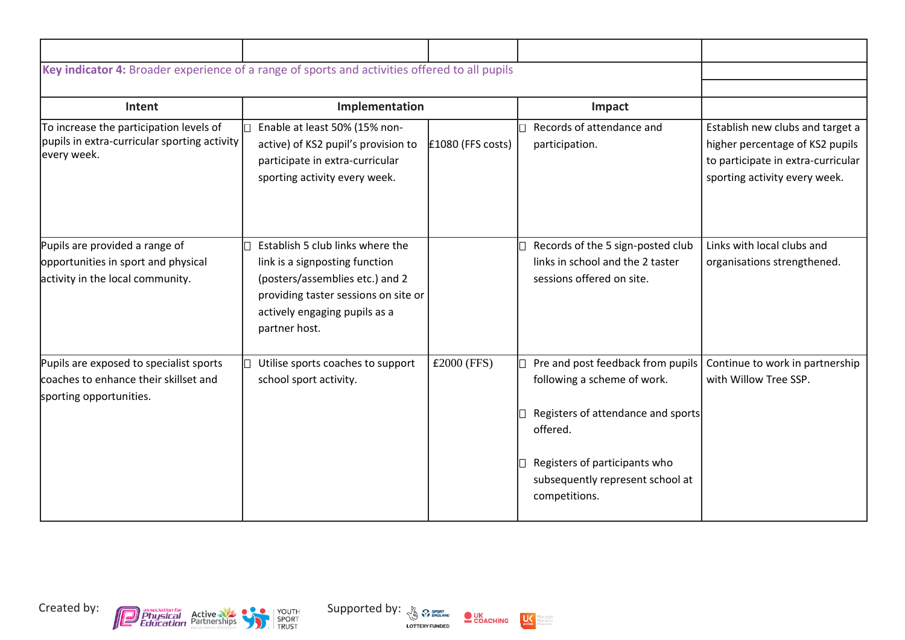| | | | | |
|---|---|---|---|---|
| **Key indicator 4:** Broader experience of a range of sports and activities offered to all pupils | | | | |
| **Intent** | **Implementation** | | **Impact** | |
| To increase the participation levels of pupils in extra-curricular sporting activity every week. | Enable at least 50% (15% non-active) of KS2 pupil's provision to participate in extra-curricular sporting activity every week. | £1080 (FFS costs) | Records of attendance and participation. | Establish new clubs and target a higher percentage of KS2 pupils to participate in extra-curricular sporting activity every week. |
| Pupils are provided a range of opportunities in sport and physical activity in the local community. | Establish 5 club links where the link is a signposting function (posters/assemblies etc.) and 2 providing taster sessions on site or actively engaging pupils as a partner host. | | Records of the 5 sign-posted club links in school and the 2 taster sessions offered on site. | Links with local clubs and organisations strengthened. |
| Pupils are exposed to specialist sports coaches to enhance their skillset and sporting opportunities. | Utilise sports coaches to support school sport activity. | £2000 (FFS) | Pre and post feedback from pupils following a scheme of work.<br><br>Registers of attendance and sports offered.<br><br>Registers of participants who subsequently represent school at competitions. | Continue to work in partnership with Willow Tree SSP. |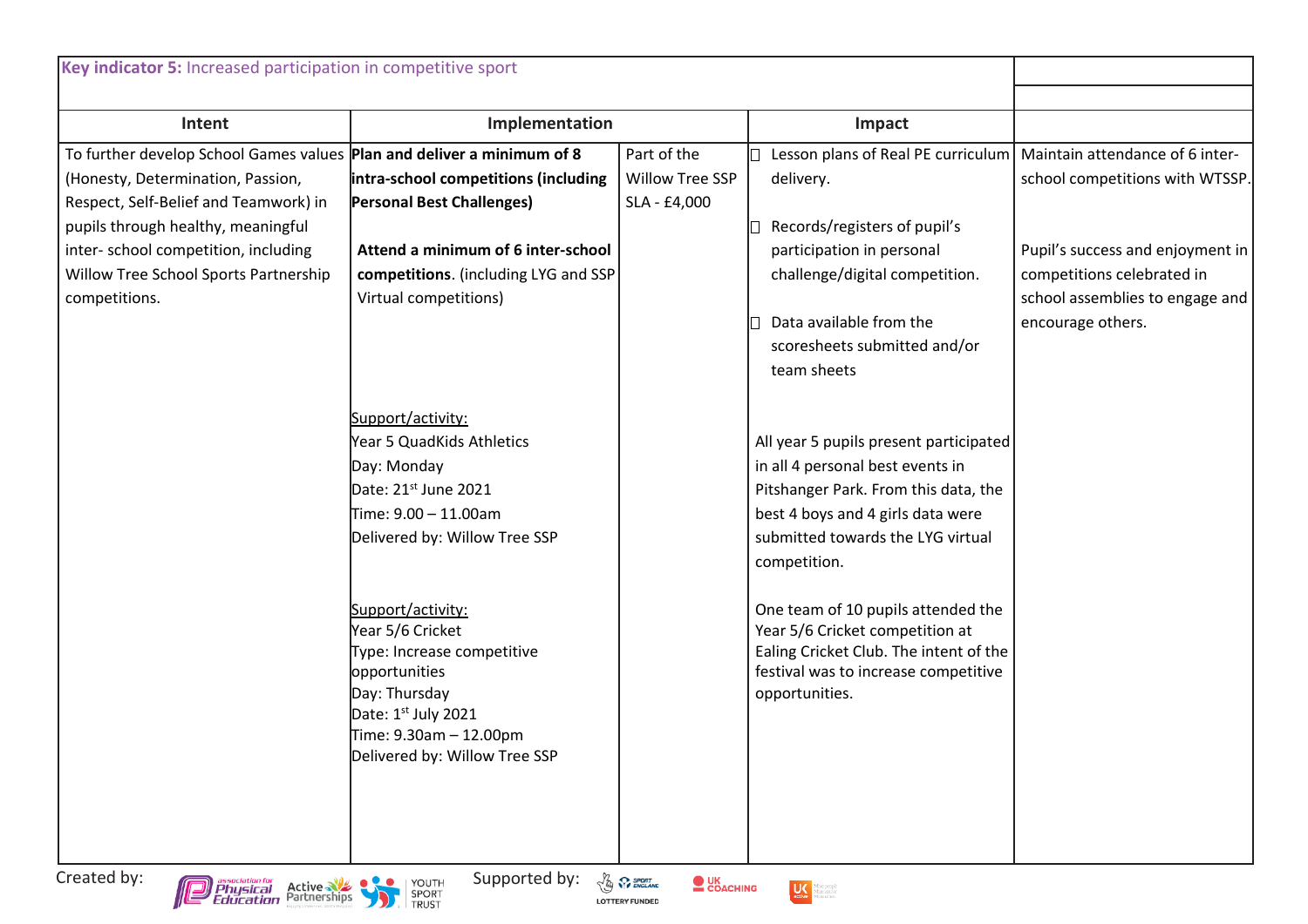**Key indicator 5:** Increased participation in competitive sport

| Intent | Implementation | | Impact | |
|---|---|---|---|---|
| To further develop School Games values (Honesty, Determination, Passion, Respect, Self-Belief and Teamwork) in pupils through healthy, meaningful inter- school competition, including Willow Tree School Sports Partnership competitions. | **Plan and deliver a minimum of 8 intra-school competitions (including Personal Best Challenges)**<br><br>**Attend a minimum of 6 inter-school competitions**. (including LYG and SSP Virtual competitions)<br><br>Support/activity:<br>Year 5 QuadKids Athletics<br>Day: Monday<br>Date: 21st June 2021<br>Time: 9.00 – 11.00am<br>Delivered by: Willow Tree SSP<br><br>Support/activity:<br>Year 5/6 Cricket<br>Type: Increase competitive opportunities<br>Day: Thursday<br>Date: 1st July 2021<br>Time: 9.30am – 12.00pm<br>Delivered by: Willow Tree SSP | Part of the Willow Tree SSP SLA - £4,000 | - Lesson plans of Real PE curriculum delivery.<br>- Records/registers of pupil's participation in personal challenge/digital competition.<br>- Data available from the scoresheets submitted and/or team sheets<br><br>All year 5 pupils present participated in all 4 personal best events in Pitshanger Park. From this data, the best 4 boys and 4 girls data were submitted towards the LYG virtual competition.<br><br>One team of 10 pupils attended the Year 5/6 Cricket competition at Ealing Cricket Club. The intent of the festival was to increase competitive opportunities. | Maintain attendance of 6 inter-school competitions with WTSSP.<br><br>Pupil's success and enjoyment in competitions celebrated in school assemblies to engage and encourage others. |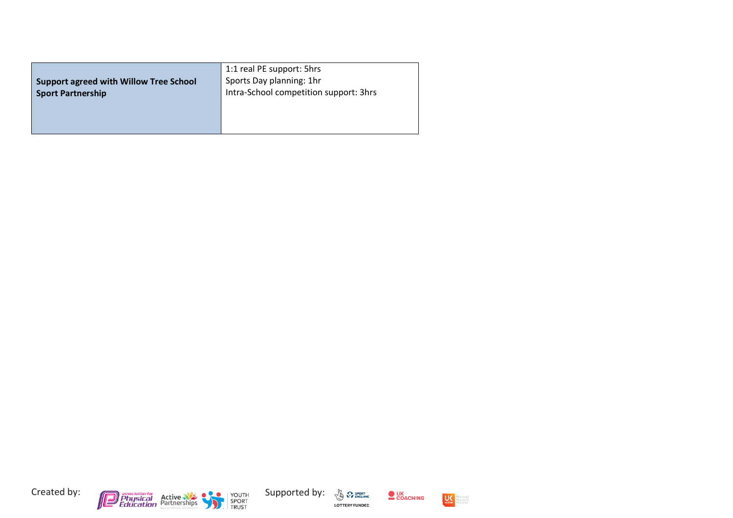| | |
|---|---|
| **Support agreed with Willow Tree School Sport Partnership** | 1:1 real PE support: 5hrs<br>Sports Day planning: 1hr<br>Intra-School competition support: 3hrs |

Created by:

Supported by: